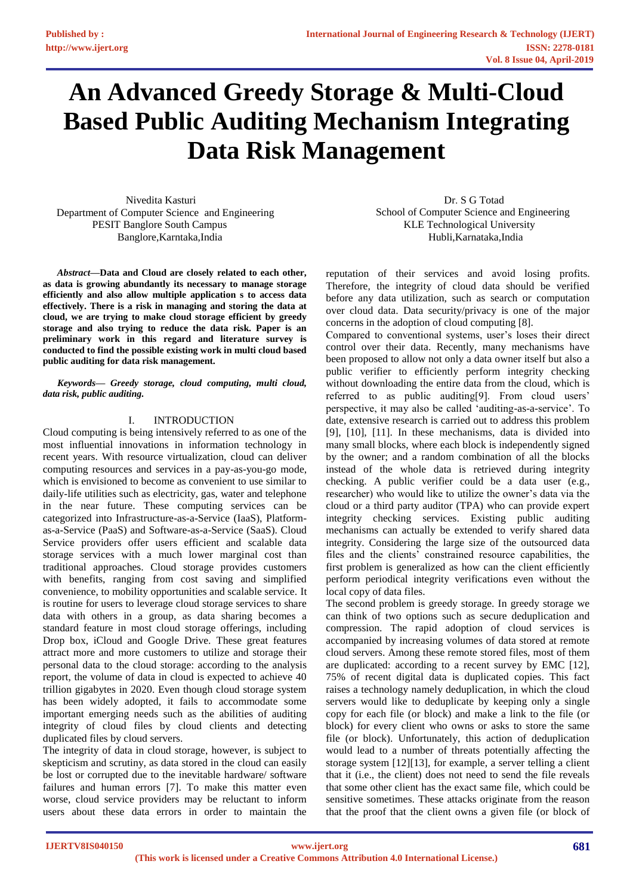# An Advanced Greedy Storage & Multi-Cloud Based Public Auditing Mechanism Integrating Data Risk Management

Nivedita Kasturi
Department of Computer Science and Engineering
PESIT Banglore South Campus
Banglore,Karntaka,India

Dr. S G Totad
School of Computer Science and Engineering
KLE Technological University
Hubli,Karnataka,India

***Abstract*—Data and Cloud are closely related to each other, as data is growing abundantly its necessary to manage storage efficiently and also allow multiple application s to access data effectively. There is a risk in managing and storing the data at cloud, we are trying to make cloud storage efficient by greedy storage and also trying to reduce the data risk. Paper is an preliminary work in this regard and literature survey is conducted to find the possible existing work in multi cloud based public auditing for data risk management.**

***Keywords*— *Greedy storage, cloud computing, multi cloud, data risk, public auditing.***

## I. INTRODUCTION

Cloud computing is being intensively referred to as one of the most influential innovations in information technology in recent years. With resource virtualization, cloud can deliver computing resources and services in a pay-as-you-go mode, which is envisioned to become as convenient to use similar to daily-life utilities such as electricity, gas, water and telephone in the near future. These computing services can be categorized into Infrastructure-as-a-Service (IaaS), Platform-as-a-Service (PaaS) and Software-as-a-Service (SaaS). Cloud Service providers offer users efficient and scalable data storage services with a much lower marginal cost than traditional approaches. Cloud storage provides customers with benefits, ranging from cost saving and simplified convenience, to mobility opportunities and scalable service. It is routine for users to leverage cloud storage services to share data with others in a group, as data sharing becomes a standard feature in most cloud storage offerings, including Drop box, iCloud and Google Drive. These great features attract more and more customers to utilize and storage their personal data to the cloud storage: according to the analysis report, the volume of data in cloud is expected to achieve 40 trillion gigabytes in 2020. Even though cloud storage system has been widely adopted, it fails to accommodate some important emerging needs such as the abilities of auditing integrity of cloud files by cloud clients and detecting duplicated files by cloud servers.

The integrity of data in cloud storage, however, is subject to skepticism and scrutiny, as data stored in the cloud can easily be lost or corrupted due to the inevitable hardware/ software failures and human errors [7]. To make this matter even worse, cloud service providers may be reluctant to inform users about these data errors in order to maintain the reputation of their services and avoid losing profits. Therefore, the integrity of cloud data should be verified before any data utilization, such as search or computation over cloud data. Data security/privacy is one of the major concerns in the adoption of cloud computing [8].

Compared to conventional systems, user's loses their direct control over their data. Recently, many mechanisms have been proposed to allow not only a data owner itself but also a public verifier to efficiently perform integrity checking without downloading the entire data from the cloud, which is referred to as public auditing[9]. From cloud users' perspective, it may also be called 'auditing-as-a-service'. To date, extensive research is carried out to address this problem [9], [10], [11]. In these mechanisms, data is divided into many small blocks, where each block is independently signed by the owner; and a random combination of all the blocks instead of the whole data is retrieved during integrity checking. A public verifier could be a data user (e.g., researcher) who would like to utilize the owner's data via the cloud or a third party auditor (TPA) who can provide expert integrity checking services. Existing public auditing mechanisms can actually be extended to verify shared data integrity. Considering the large size of the outsourced data files and the clients' constrained resource capabilities, the first problem is generalized as how can the client efficiently perform periodical integrity verifications even without the local copy of data files.

The second problem is greedy storage. In greedy storage we can think of two options such as secure deduplication and compression. The rapid adoption of cloud services is accompanied by increasing volumes of data stored at remote cloud servers. Among these remote stored files, most of them are duplicated: according to a recent survey by EMC [12], 75% of recent digital data is duplicated copies. This fact raises a technology namely deduplication, in which the cloud servers would like to deduplicate by keeping only a single copy for each file (or block) and make a link to the file (or block) for every client who owns or asks to store the same file (or block). Unfortunately, this action of deduplication would lead to a number of threats potentially affecting the storage system [12][13], for example, a server telling a client that it (i.e., the client) does not need to send the file reveals that some other client has the exact same file, which could be sensitive sometimes. These attacks originate from the reason that the proof that the client owns a given file (or block of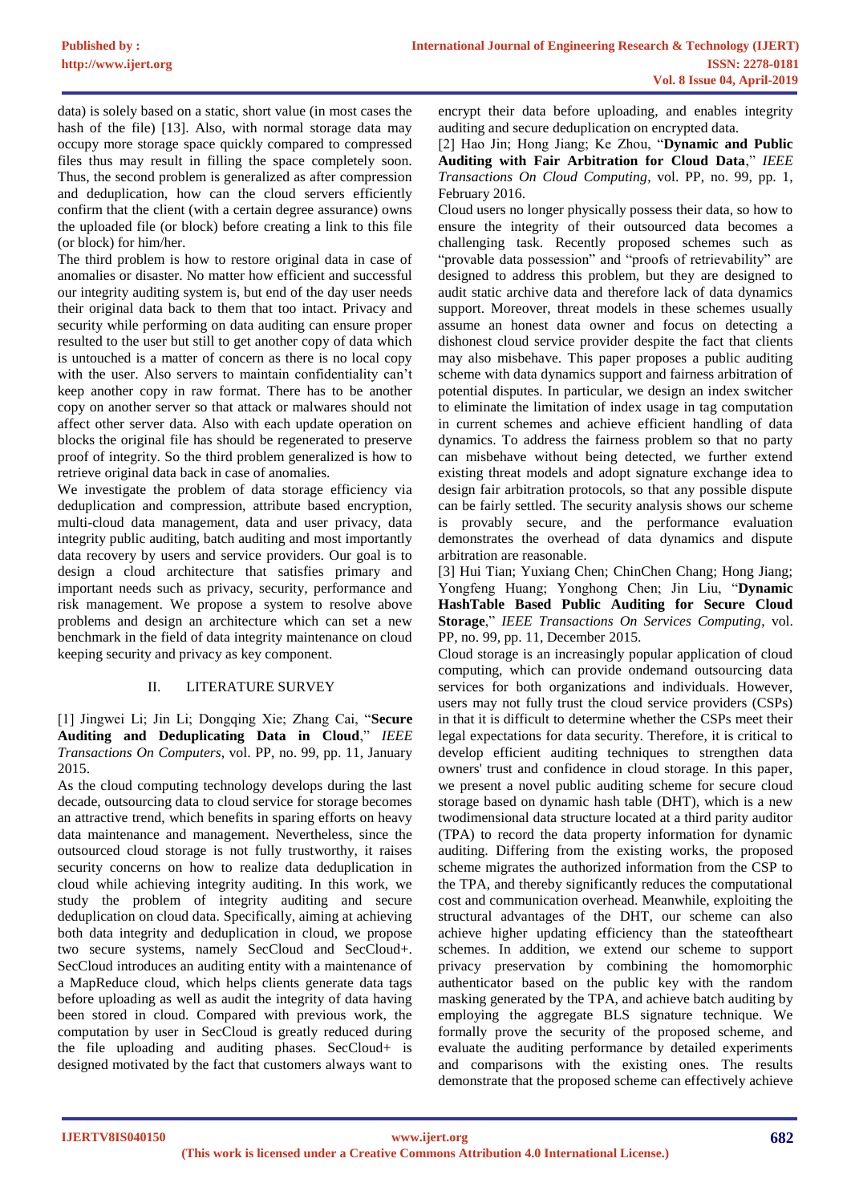data) is solely based on a static, short value (in most cases the hash of the file) [13]. Also, with normal storage data may occupy more storage space quickly compared to compressed files thus may result in filling the space completely soon. Thus, the second problem is generalized as after compression and deduplication, how can the cloud servers efficiently confirm that the client (with a certain degree assurance) owns the uploaded file (or block) before creating a link to this file (or block) for him/her.

The third problem is how to restore original data in case of anomalies or disaster. No matter how efficient and successful our integrity auditing system is, but end of the day user needs their original data back to them that too intact. Privacy and security while performing on data auditing can ensure proper resulted to the user but still to get another copy of data which is untouched is a matter of concern as there is no local copy with the user. Also servers to maintain confidentiality can't keep another copy in raw format. There has to be another copy on another server so that attack or malwares should not affect other server data. Also with each update operation on blocks the original file has should be regenerated to preserve proof of integrity. So the third problem generalized is how to retrieve original data back in case of anomalies.

We investigate the problem of data storage efficiency via deduplication and compression, attribute based encryption, multi-cloud data management, data and user privacy, data integrity public auditing, batch auditing and most importantly data recovery by users and service providers. Our goal is to design a cloud architecture that satisfies primary and important needs such as privacy, security, performance and risk management. We propose a system to resolve above problems and design an architecture which can set a new benchmark in the field of data integrity maintenance on cloud keeping security and privacy as key component.

## II. LITERATURE SURVEY

[1] Jingwei Li; Jin Li; Dongqing Xie; Zhang Cai, "**Secure Auditing and Deduplicating Data in Cloud**," *IEEE Transactions On Computers*, vol. PP, no. 99, pp. 11, January 2015.

As the cloud computing technology develops during the last decade, outsourcing data to cloud service for storage becomes an attractive trend, which benefits in sparing efforts on heavy data maintenance and management. Nevertheless, since the outsourced cloud storage is not fully trustworthy, it raises security concerns on how to realize data deduplication in cloud while achieving integrity auditing. In this work, we study the problem of integrity auditing and secure deduplication on cloud data. Specifically, aiming at achieving both data integrity and deduplication in cloud, we propose two secure systems, namely SecCloud and SecCloud+. SecCloud introduces an auditing entity with a maintenance of a MapReduce cloud, which helps clients generate data tags before uploading as well as audit the integrity of data having been stored in cloud. Compared with previous work, the computation by user in SecCloud is greatly reduced during the file uploading and auditing phases. SecCloud+ is designed motivated by the fact that customers always want to encrypt their data before uploading, and enables integrity auditing and secure deduplication on encrypted data.

[2] Hao Jin; Hong Jiang; Ke Zhou, "**Dynamic and Public Auditing with Fair Arbitration for Cloud Data**," *IEEE Transactions On Cloud Computing*, vol. PP, no. 99, pp. 1, February 2016.

Cloud users no longer physically possess their data, so how to ensure the integrity of their outsourced data becomes a challenging task. Recently proposed schemes such as "provable data possession" and "proofs of retrievability" are designed to address this problem, but they are designed to audit static archive data and therefore lack of data dynamics support. Moreover, threat models in these schemes usually assume an honest data owner and focus on detecting a dishonest cloud service provider despite the fact that clients may also misbehave. This paper proposes a public auditing scheme with data dynamics support and fairness arbitration of potential disputes. In particular, we design an index switcher to eliminate the limitation of index usage in tag computation in current schemes and achieve efficient handling of data dynamics. To address the fairness problem so that no party can misbehave without being detected, we further extend existing threat models and adopt signature exchange idea to design fair arbitration protocols, so that any possible dispute can be fairly settled. The security analysis shows our scheme is provably secure, and the performance evaluation demonstrates the overhead of data dynamics and dispute arbitration are reasonable.

[3] Hui Tian; Yuxiang Chen; ChinChen Chang; Hong Jiang; Yongfeng Huang; Yonghong Chen; Jin Liu, "**Dynamic HashTable Based Public Auditing for Secure Cloud Storage**," *IEEE Transactions On Services Computing*, vol. PP, no. 99, pp. 11, December 2015.

Cloud storage is an increasingly popular application of cloud computing, which can provide ondemand outsourcing data services for both organizations and individuals. However, users may not fully trust the cloud service providers (CSPs) in that it is difficult to determine whether the CSPs meet their legal expectations for data security. Therefore, it is critical to develop efficient auditing techniques to strengthen data owners' trust and confidence in cloud storage. In this paper, we present a novel public auditing scheme for secure cloud storage based on dynamic hash table (DHT), which is a new twodimensional data structure located at a third parity auditor (TPA) to record the data property information for dynamic auditing. Differing from the existing works, the proposed scheme migrates the authorized information from the CSP to the TPA, and thereby significantly reduces the computational cost and communication overhead. Meanwhile, exploiting the structural advantages of the DHT, our scheme can also achieve higher updating efficiency than the stateoftheart schemes. In addition, we extend our scheme to support privacy preservation by combining the homomorphic authenticator based on the public key with the random masking generated by the TPA, and achieve batch auditing by employing the aggregate BLS signature technique. We formally prove the security of the proposed scheme, and evaluate the auditing performance by detailed experiments and comparisons with the existing ones. The results demonstrate that the proposed scheme can effectively achieve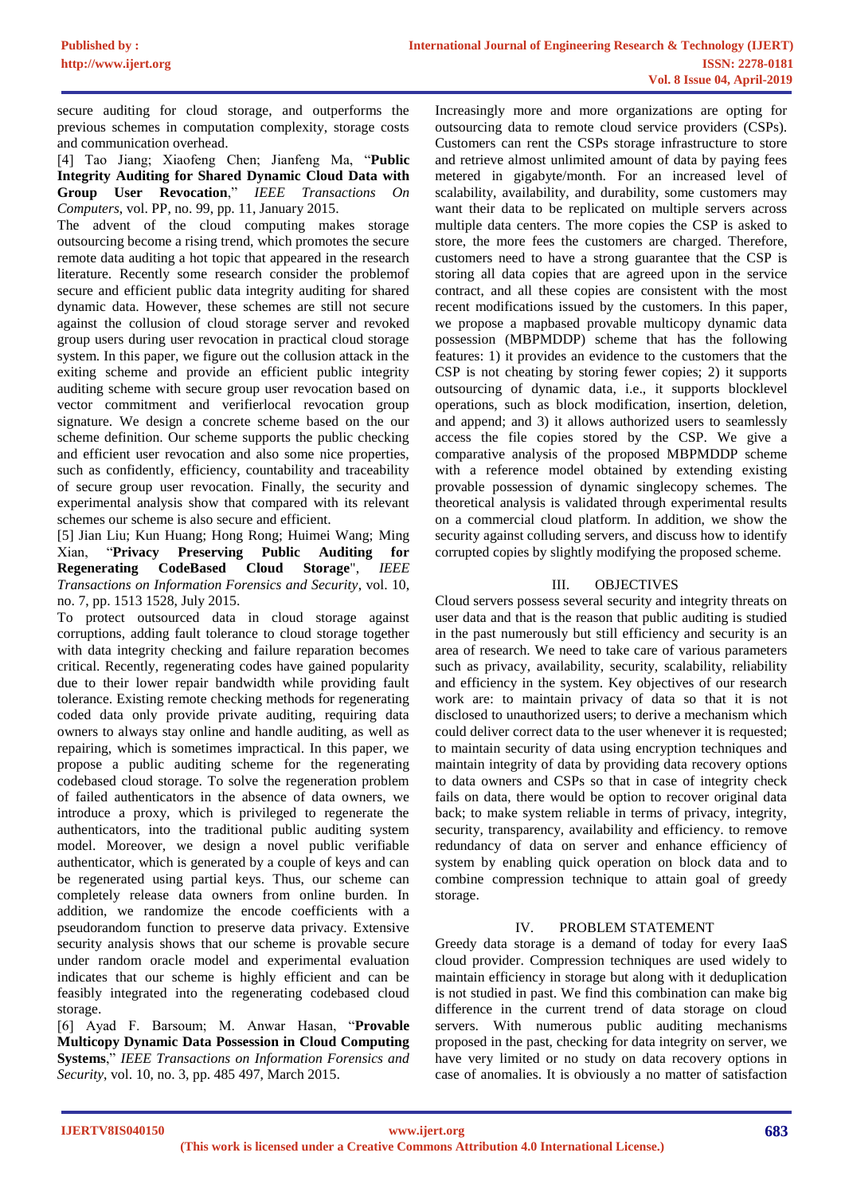secure auditing for cloud storage, and outperforms the previous schemes in computation complexity, storage costs and communication overhead.

[4] Tao Jiang; Xiaofeng Chen; Jianfeng Ma, "**Public Integrity Auditing for Shared Dynamic Cloud Data with Group User Revocation**," *IEEE Transactions On Computers*, vol. PP, no. 99, pp. 11, January 2015.

The advent of the cloud computing makes storage outsourcing become a rising trend, which promotes the secure remote data auditing a hot topic that appeared in the research literature. Recently some research consider the problemof secure and efficient public data integrity auditing for shared dynamic data. However, these schemes are still not secure against the collusion of cloud storage server and revoked group users during user revocation in practical cloud storage system. In this paper, we figure out the collusion attack in the exiting scheme and provide an efficient public integrity auditing scheme with secure group user revocation based on vector commitment and verifierlocal revocation group signature. We design a concrete scheme based on the our scheme definition. Our scheme supports the public checking and efficient user revocation and also some nice properties, such as confidently, efficiency, countability and traceability of secure group user revocation. Finally, the security and experimental analysis show that compared with its relevant schemes our scheme is also secure and efficient.

[5] Jian Liu; Kun Huang; Hong Rong; Huimei Wang; Ming Xian, "**Privacy Preserving Public Auditing for Regenerating CodeBased Cloud Storage**", *IEEE Transactions on Information Forensics and Security*, vol. 10, no. 7, pp. 1513 1528, July 2015.

To protect outsourced data in cloud storage against corruptions, adding fault tolerance to cloud storage together with data integrity checking and failure reparation becomes critical. Recently, regenerating codes have gained popularity due to their lower repair bandwidth while providing fault tolerance. Existing remote checking methods for regenerating coded data only provide private auditing, requiring data owners to always stay online and handle auditing, as well as repairing, which is sometimes impractical. In this paper, we propose a public auditing scheme for the regenerating codebased cloud storage. To solve the regeneration problem of failed authenticators in the absence of data owners, we introduce a proxy, which is privileged to regenerate the authenticators, into the traditional public auditing system model. Moreover, we design a novel public verifiable authenticator, which is generated by a couple of keys and can be regenerated using partial keys. Thus, our scheme can completely release data owners from online burden. In addition, we randomize the encode coefficients with a pseudorandom function to preserve data privacy. Extensive security analysis shows that our scheme is provable secure under random oracle model and experimental evaluation indicates that our scheme is highly efficient and can be feasibly integrated into the regenerating codebased cloud storage.

[6] Ayad F. Barsoum; M. Anwar Hasan, "**Provable Multicopy Dynamic Data Possession in Cloud Computing Systems**," *IEEE Transactions on Information Forensics and Security*, vol. 10, no. 3, pp. 485 497, March 2015.

Increasingly more and more organizations are opting for outsourcing data to remote cloud service providers (CSPs). Customers can rent the CSPs storage infrastructure to store and retrieve almost unlimited amount of data by paying fees metered in gigabyte/month. For an increased level of scalability, availability, and durability, some customers may want their data to be replicated on multiple servers across multiple data centers. The more copies the CSP is asked to store, the more fees the customers are charged. Therefore, customers need to have a strong guarantee that the CSP is storing all data copies that are agreed upon in the service contract, and all these copies are consistent with the most recent modifications issued by the customers. In this paper, we propose a mapbased provable multicopy dynamic data possession (MBPMDDP) scheme that has the following features: 1) it provides an evidence to the customers that the CSP is not cheating by storing fewer copies; 2) it supports outsourcing of dynamic data, i.e., it supports blocklevel operations, such as block modification, insertion, deletion, and append; and 3) it allows authorized users to seamlessly access the file copies stored by the CSP. We give a comparative analysis of the proposed MBPMDDP scheme with a reference model obtained by extending existing provable possession of dynamic singlecopy schemes. The theoretical analysis is validated through experimental results on a commercial cloud platform. In addition, we show the security against colluding servers, and discuss how to identify corrupted copies by slightly modifying the proposed scheme.

## III. OBJECTIVES

Cloud servers possess several security and integrity threats on user data and that is the reason that public auditing is studied in the past numerously but still efficiency and security is an area of research. We need to take care of various parameters such as privacy, availability, security, scalability, reliability and efficiency in the system. Key objectives of our research work are: to maintain privacy of data so that it is not disclosed to unauthorized users; to derive a mechanism which could deliver correct data to the user whenever it is requested; to maintain security of data using encryption techniques and maintain integrity of data by providing data recovery options to data owners and CSPs so that in case of integrity check fails on data, there would be option to recover original data back; to make system reliable in terms of privacy, integrity, security, transparency, availability and efficiency. to remove redundancy of data on server and enhance efficiency of system by enabling quick operation on block data and to combine compression technique to attain goal of greedy storage.

## IV. PROBLEM STATEMENT

Greedy data storage is a demand of today for every IaaS cloud provider. Compression techniques are used widely to maintain efficiency in storage but along with it deduplication is not studied in past. We find this combination can make big difference in the current trend of data storage on cloud servers. With numerous public auditing mechanisms proposed in the past, checking for data integrity on server, we have very limited or no study on data recovery options in case of anomalies. It is obviously a no matter of satisfaction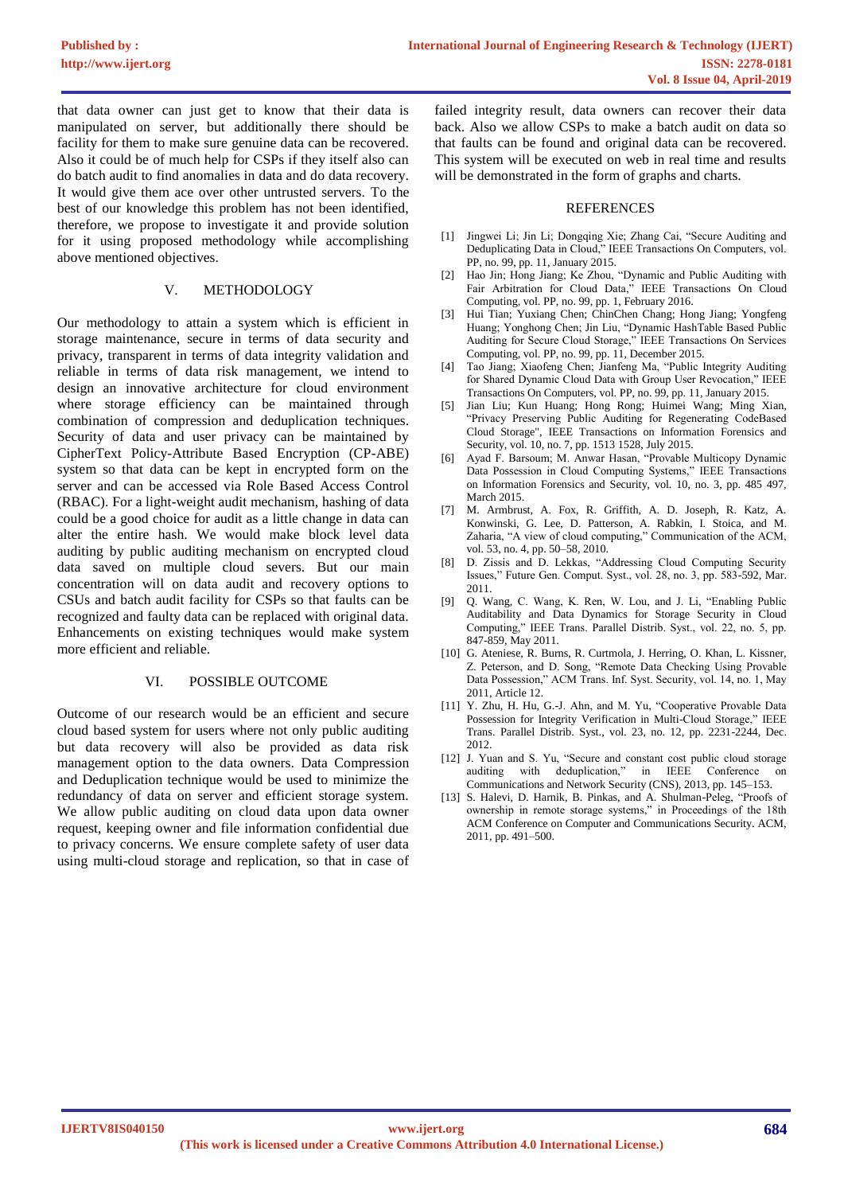that data owner can just get to know that their data is manipulated on server, but additionally there should be facility for them to make sure genuine data can be recovered. Also it could be of much help for CSPs if they itself also can do batch audit to find anomalies in data and do data recovery. It would give them ace over other untrusted servers. To the best of our knowledge this problem has not been identified, therefore, we propose to investigate it and provide solution for it using proposed methodology while accomplishing above mentioned objectives.

## V. METHODOLOGY

Our methodology to attain a system which is efficient in storage maintenance, secure in terms of data security and privacy, transparent in terms of data integrity validation and reliable in terms of data risk management, we intend to design an innovative architecture for cloud environment where storage efficiency can be maintained through combination of compression and deduplication techniques. Security of data and user privacy can be maintained by CipherText Policy-Attribute Based Encryption (CP-ABE) system so that data can be kept in encrypted form on the server and can be accessed via Role Based Access Control (RBAC). For a light-weight audit mechanism, hashing of data could be a good choice for audit as a little change in data can alter the entire hash. We would make block level data auditing by public auditing mechanism on encrypted cloud data saved on multiple cloud severs. But our main concentration will on data audit and recovery options to CSUs and batch audit facility for CSPs so that faults can be recognized and faulty data can be replaced with original data. Enhancements on existing techniques would make system more efficient and reliable.

## VI. POSSIBLE OUTCOME

Outcome of our research would be an efficient and secure cloud based system for users where not only public auditing but data recovery will also be provided as data risk management option to the data owners. Data Compression and Deduplication technique would be used to minimize the redundancy of data on server and efficient storage system. We allow public auditing on cloud data upon data owner request, keeping owner and file information confidential due to privacy concerns. We ensure complete safety of user data using multi-cloud storage and replication, so that in case of failed integrity result, data owners can recover their data back. Also we allow CSPs to make a batch audit on data so that faults can be found and original data can be recovered. This system will be executed on web in real time and results will be demonstrated in the form of graphs and charts.

## REFERENCES

[1] Jingwei Li; Jin Li; Dongqing Xie; Zhang Cai, “Secure Auditing and Deduplicating Data in Cloud,” IEEE Transactions On Computers, vol. PP, no. 99, pp. 11, January 2015.

[2] Hao Jin; Hong Jiang; Ke Zhou, “Dynamic and Public Auditing with Fair Arbitration for Cloud Data,” IEEE Transactions On Cloud Computing, vol. PP, no. 99, pp. 1, February 2016.

[3] Hui Tian; Yuxiang Chen; ChinChen Chang; Hong Jiang; Yongfeng Huang; Yonghong Chen; Jin Liu, “Dynamic HashTable Based Public Auditing for Secure Cloud Storage,” IEEE Transactions On Services Computing, vol. PP, no. 99, pp. 11, December 2015.

[4] Tao Jiang; Xiaofeng Chen; Jianfeng Ma, “Public Integrity Auditing for Shared Dynamic Cloud Data with Group User Revocation,” IEEE Transactions On Computers, vol. PP, no. 99, pp. 11, January 2015.

[5] Jian Liu; Kun Huang; Hong Rong; Huimei Wang; Ming Xian, “Privacy Preserving Public Auditing for Regenerating CodeBased Cloud Storage", IEEE Transactions on Information Forensics and Security, vol. 10, no. 7, pp. 1513 1528, July 2015.

[6] Ayad F. Barsoum; M. Anwar Hasan, “Provable Multicopy Dynamic Data Possession in Cloud Computing Systems,” IEEE Transactions on Information Forensics and Security, vol. 10, no. 3, pp. 485 497, March 2015.

[7] M. Armbrust, A. Fox, R. Griffith, A. D. Joseph, R. Katz, A. Konwinski, G. Lee, D. Patterson, A. Rabkin, I. Stoica, and M. Zaharia, “A view of cloud computing,” Communication of the ACM, vol. 53, no. 4, pp. 50–58, 2010.

[8] D. Zissis and D. Lekkas, “Addressing Cloud Computing Security Issues,” Future Gen. Comput. Syst., vol. 28, no. 3, pp. 583-592, Mar. 2011.

[9] Q. Wang, C. Wang, K. Ren, W. Lou, and J. Li, “Enabling Public Auditability and Data Dynamics for Storage Security in Cloud Computing,” IEEE Trans. Parallel Distrib. Syst., vol. 22, no. 5, pp. 847-859, May 2011.

[10] G. Ateniese, R. Burns, R. Curtmola, J. Herring, O. Khan, L. Kissner, Z. Peterson, and D. Song, “Remote Data Checking Using Provable Data Possession,” ACM Trans. Inf. Syst. Security, vol. 14, no. 1, May 2011, Article 12.

[11] Y. Zhu, H. Hu, G.-J. Ahn, and M. Yu, “Cooperative Provable Data Possession for Integrity Verification in Multi-Cloud Storage,” IEEE Trans. Parallel Distrib. Syst., vol. 23, no. 12, pp. 2231-2244, Dec. 2012.

[12] J. Yuan and S. Yu, “Secure and constant cost public cloud storage auditing with deduplication,” in IEEE Conference on Communications and Network Security (CNS), 2013, pp. 145–153.

[13] S. Halevi, D. Harnik, B. Pinkas, and A. Shulman-Peleg, “Proofs of ownership in remote storage systems,” in Proceedings of the 18th ACM Conference on Computer and Communications Security. ACM, 2011, pp. 491–500.